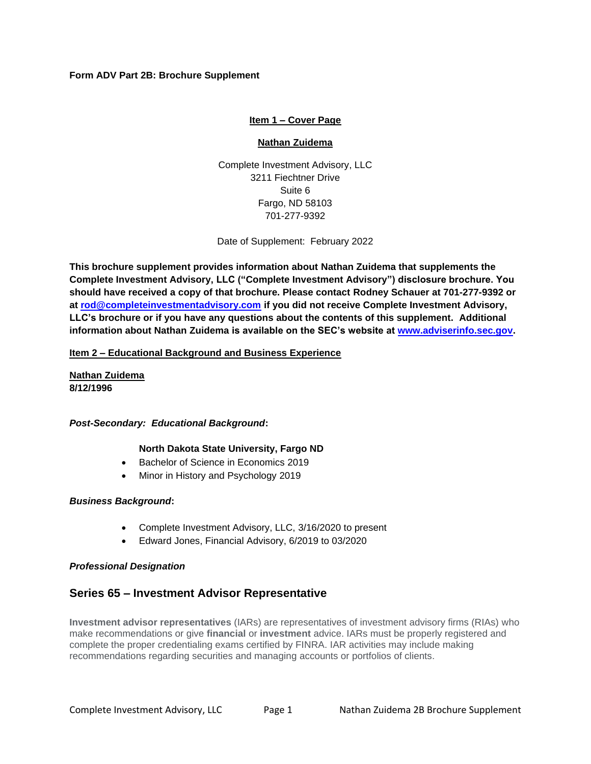**Form ADV Part 2B: Brochure Supplement**

## Item 1 – Cover Page

**Nathan Zuidema**

Complete Investment Advisory, LLC
3211 Fiechtner Drive
Suite 6
Fargo, ND 58103
701-277-9392

Date of Supplement: February 2022

**This brochure supplement provides information about Nathan Zuidema that supplements the Complete Investment Advisory, LLC ("Complete Investment Advisory") disclosure brochure. You should have received a copy of that brochure. Please contact Rodney Schauer at 701-277-9392 or at [rod@completeinvestmentadvisory.com](mailto:rod@completeinvestmentadvisory.com) if you did not receive Complete Investment Advisory, LLC's brochure or if you have any questions about the contents of this supplement. Additional information about Nathan Zuidema is available on the SEC's website at [www.adviserinfo.sec.gov](http://www.adviserinfo.sec.gov).**

## Item 2 – Educational Background and Business Experience

**Nathan Zuidema**
**8/12/1996**

***Post-Secondary: Educational Background*:**

**North Dakota State University, Fargo ND**

- Bachelor of Science in Economics 2019
- Minor in History and Psychology 2019

***Business Background*:**

- Complete Investment Advisory, LLC, 3/16/2020 to present
- Edward Jones, Financial Advisory, 6/2019 to 03/2020

***Professional Designation***

## Series 65 – Investment Advisor Representative

**Investment advisor representatives** (IARs) are representatives of investment advisory firms (RIAs) who make recommendations or give **financial** or **investment** advice. IARs must be properly registered and complete the proper credentialing exams certified by FINRA. IAR activities may include making recommendations regarding securities and managing accounts or portfolios of clients.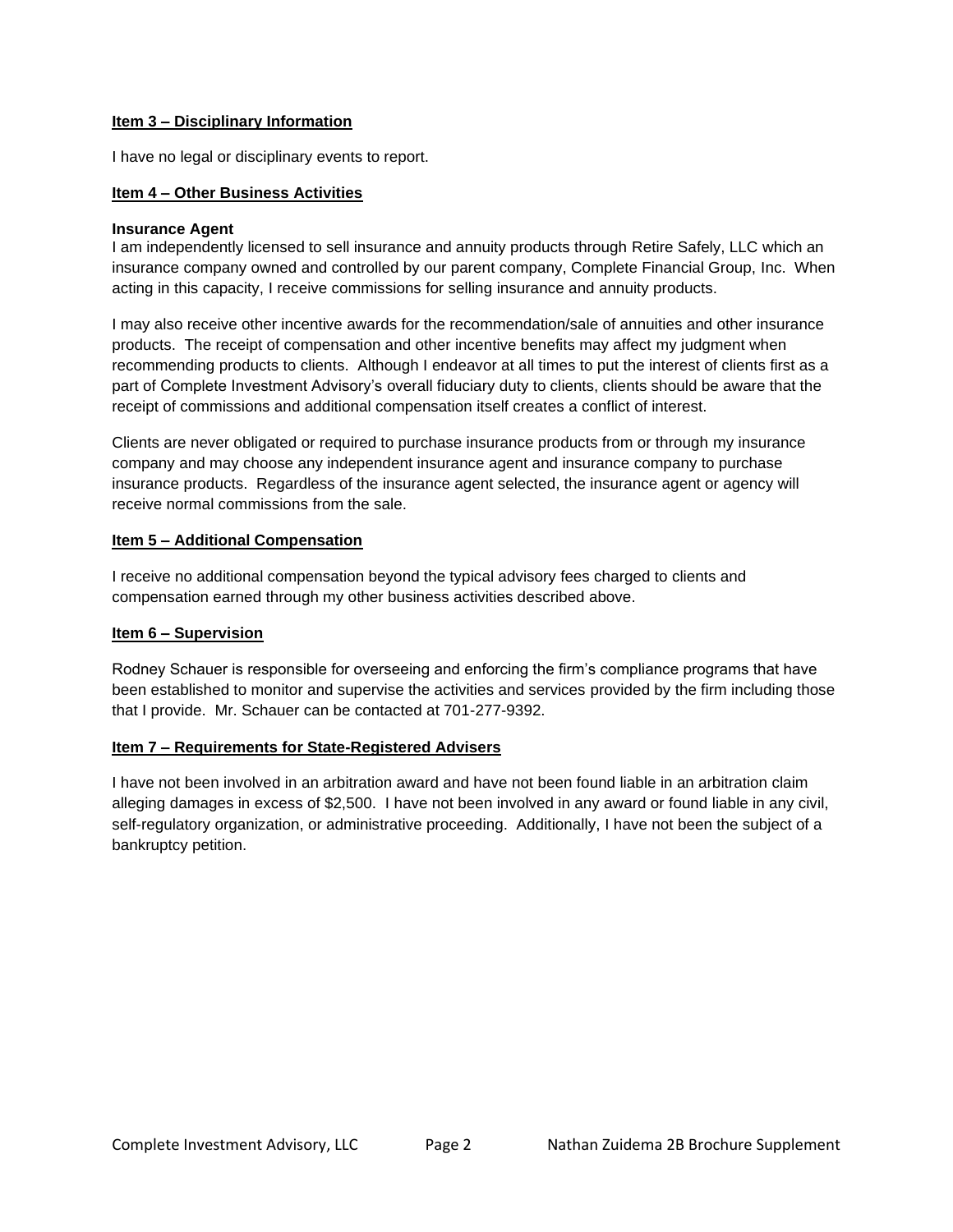## Item 3 – Disciplinary Information

I have no legal or disciplinary events to report.

## Item 4 – Other Business Activities

**Insurance Agent**

I am independently licensed to sell insurance and annuity products through Retire Safely, LLC which an insurance company owned and controlled by our parent company, Complete Financial Group, Inc. When acting in this capacity, I receive commissions for selling insurance and annuity products.

I may also receive other incentive awards for the recommendation/sale of annuities and other insurance products. The receipt of compensation and other incentive benefits may affect my judgment when recommending products to clients. Although I endeavor at all times to put the interest of clients first as a part of Complete Investment Advisory's overall fiduciary duty to clients, clients should be aware that the receipt of commissions and additional compensation itself creates a conflict of interest.

Clients are never obligated or required to purchase insurance products from or through my insurance company and may choose any independent insurance agent and insurance company to purchase insurance products. Regardless of the insurance agent selected, the insurance agent or agency will receive normal commissions from the sale.

## Item 5 – Additional Compensation

I receive no additional compensation beyond the typical advisory fees charged to clients and compensation earned through my other business activities described above.

## Item 6 – Supervision

Rodney Schauer is responsible for overseeing and enforcing the firm's compliance programs that have been established to monitor and supervise the activities and services provided by the firm including those that I provide. Mr. Schauer can be contacted at 701-277-9392.

## Item 7 – Requirements for State-Registered Advisers

I have not been involved in an arbitration award and have not been found liable in an arbitration claim alleging damages in excess of $2,500. I have not been involved in any award or found liable in any civil, self-regulatory organization, or administrative proceeding. Additionally, I have not been the subject of a bankruptcy petition.